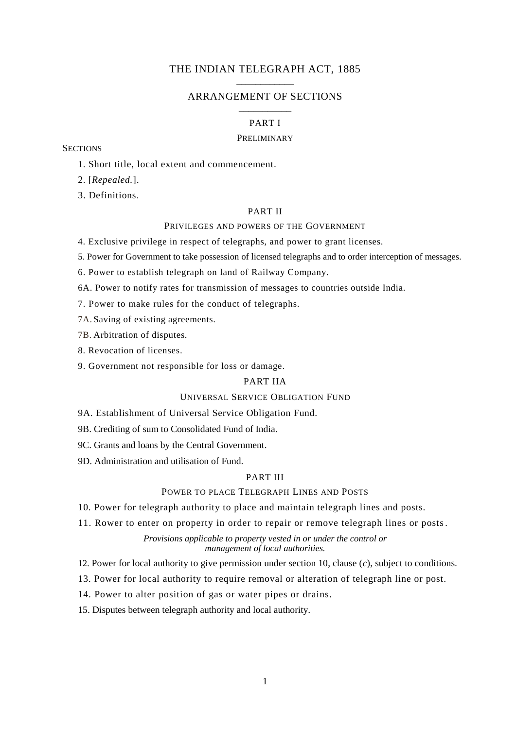# THE INDIAN TELEGRAPH ACT, 1885

## ARRANGEMENT OF SECTIONS

### PART I

### PRELIMINARY

SECTIONS

1. Short title, local extent and commencement.

2. [*Repealed.*].

3. Definitions.

### PART II

### PRIVILEGES AND POWERS OF THE GOVERNMENT

4. Exclusive privilege in respect of telegraphs, and power to grant licenses.

5. Power for Government to take possession of licensed telegraphs and to order interception of messages.

6. Power to establish telegraph on land of Railway Company.

6A. Power to notify rates for transmission of messages to countries outside India.

7. Power to make rules for the conduct of telegraphs.

7A. Saving of existing agreements.

7B. Arbitration of disputes.

8. Revocation of licenses.

9. Government not responsible for loss or damage.

### PART IIA

### UNIVERSAL SERVICE OBLIGATION FUND

9A. Establishment of Universal Service Obligation Fund.

9B. Crediting of sum to Consolidated Fund of India.

9C. Grants and loans by the Central Government.

9D. Administration and utilisation of Fund.

### PART III

### POWER TO PLACE TELEGRAPH LINES AND POSTS

10. Power for telegraph authority to place and maintain telegraph lines and posts.

11. Rower to enter on property in order to repair or remove telegraph lines or posts.

*Provisions applicable to property vested in or under the control or management of local authorities.*

12. Power for local authority to give permission under section 10, clause (*c*), subject to conditions.

13. Power for local authority to require removal or alteration of telegraph line or post.

14. Power to alter position of gas or water pipes or drains.

15. Disputes between telegraph authority and local authority.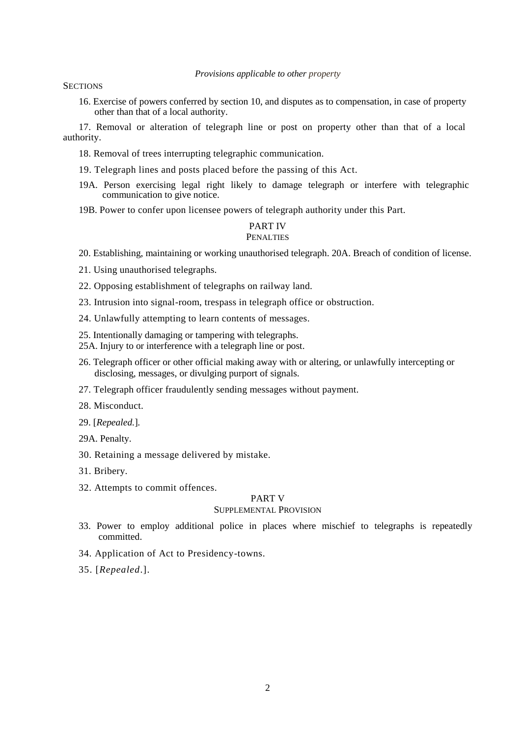*Provisions applicable to other property*

SECTIONS

16. Exercise of powers conferred by section 10, and disputes as to compensation, in case of property other than that of a local authority.

17. Removal or alteration of telegraph line or post on property other than that of a local authority.

18. Removal of trees interrupting telegraphic communication.

19. Telegraph lines and posts placed before the passing of this Act.

19A. Person exercising legal right likely to damage telegraph or interfere with telegraphic communication to give notice.

19B. Power to confer upon licensee powers of telegraph authority under this Part.

## PART IV
### PENALTIES

20. Establishing, maintaining or working unauthorised telegraph. 20A. Breach of condition of license.

21. Using unauthorised telegraphs.

22. Opposing establishment of telegraphs on railway land.

23. Intrusion into signal-room, trespass in telegraph office or obstruction.

24. Unlawfully attempting to learn contents of messages.

25. Intentionally damaging or tampering with telegraphs.

25A. Injury to or interference with a telegraph line or post.

26. Telegraph officer or other official making away with or altering, or unlawfully intercepting or disclosing, messages, or divulging purport of signals.

27. Telegraph officer fraudulently sending messages without payment.

28. Misconduct.

29. [*Repealed.*].

29A. Penalty.

30. Retaining a message delivered by mistake.

31. Bribery.

32. Attempts to commit offences.

## PART V
### SUPPLEMENTAL PROVISION

33. Power to employ additional police in places where mischief to telegraphs is repeatedly committed.

34. Application of Act to Presidency-towns.

35. [*Repealed.*].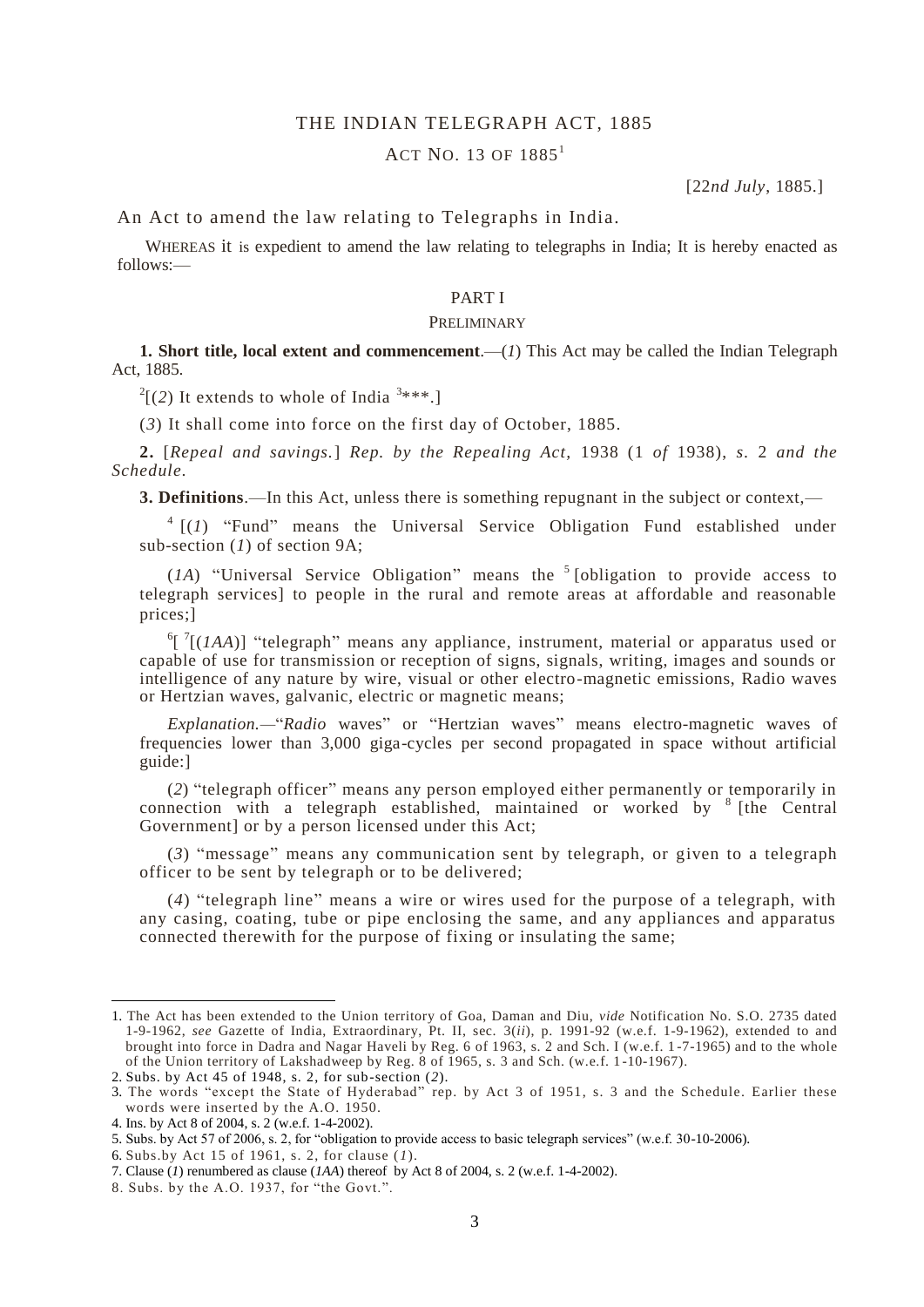# THE INDIAN TELEGRAPH ACT, 1885

## ACT NO. 13 OF 1885[1]

[22*nd July*, 1885.]

An Act to amend the law relating to Telegraphs in India.

WHEREAS it is expedient to amend the law relating to telegraphs in India; It is hereby enacted as follows:—

## PART I

### PRELIMINARY

**1. Short title, local extent and commencement**.—(*1*) This Act may be called the Indian Telegraph Act, 1885.

[2][(*2*) It extends to whole of India [3]***.]

(*3*) It shall come into force on the first day of October, 1885.

**2.** [*Repeal and savings.*] *Rep. by the Repealing Act,* 1938 (1 *of* 1938), *s.* 2 *and the Schedule.*

**3. Definitions**.—In this Act, unless there is something repugnant in the subject or context,—

[4] [(*1*) "Fund" means the Universal Service Obligation Fund established under sub-section (*1*) of section 9A;

(*1A*) "Universal Service Obligation" means the [5] [obligation to provide access to telegraph services] to people in the rural and remote areas at affordable and reasonable prices;]

[6][ [7][(*1AA*)] "telegraph" means any appliance, instrument, material or apparatus used or capable of use for transmission or reception of signs, signals, writing, images and sounds or intelligence of any nature by wire, visual or other electro-magnetic emissions, Radio waves or Hertzian waves, galvanic, electric or magnetic means;

*Explanation.*—"*Radio* waves" or "Hertzian waves" means electro-magnetic waves of frequencies lower than 3,000 giga-cycles per second propagated in space without artificial guide:]

(*2*) "telegraph officer" means any person employed either permanently or temporarily in connection with a telegraph established, maintained or worked by [8] [the Central Government] or by a person licensed under this Act;

(*3*) "message" means any communication sent by telegraph, or given to a telegraph officer to be sent by telegraph or to be delivered;

(*4*) "telegraph line" means a wire or wires used for the purpose of a telegraph, with any casing, coating, tube or pipe enclosing the same, and any appliances and apparatus connected therewith for the purpose of fixing or insulating the same;

---

1. The Act has been extended to the Union territory of Goa, Daman and Diu, *vide* Notification No. S.O. 2735 dated 1-9-1962, *see* Gazette of India, Extraordinary, Pt. II, sec. 3(*ii*), p. 1991-92 (w.e.f. 1-9-1962), extended to and brought into force in Dadra and Nagar Haveli by Reg. 6 of 1963, s. 2 and Sch. I (w.e.f. 1-7-1965) and to the whole of the Union territory of Lakshadweep by Reg. 8 of 1965, s. 3 and Sch. (w.e.f. 1-10-1967).
2. Subs. by Act 45 of 1948, s. 2, for sub-section (*2*).
3. The words "except the State of Hyderabad" rep. by Act 3 of 1951, s. 3 and the Schedule. Earlier these words were inserted by the A.O. 1950.
4. Ins. by Act 8 of 2004, s. 2 (w.e.f. 1-4-2002).
5. Subs. by Act 57 of 2006, s. 2, for "obligation to provide access to basic telegraph services" (w.e.f. 30-10-2006).
6. Subs.by Act 15 of 1961, s. 2, for clause (*1*).
7. Clause (*1*) renumbered as clause (*1AA*) thereof by Act 8 of 2004, s. 2 (w.e.f. 1-4-2002).
8. Subs. by the A.O. 1937, for "the Govt.".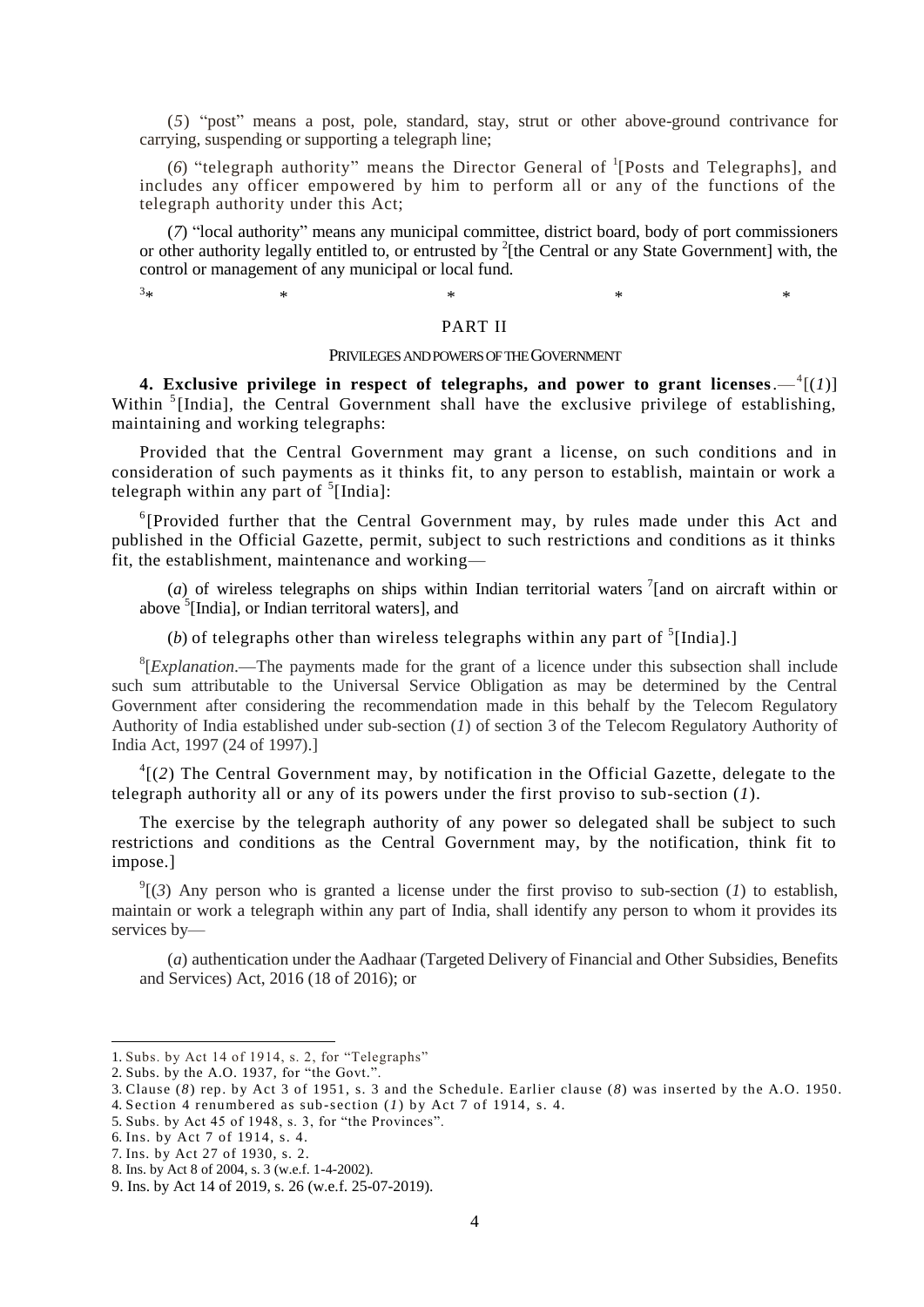(*5*) "post" means a post, pole, standard, stay, strut or other above-ground contrivance for carrying, suspending or supporting a telegraph line;

(*6*) "telegraph authority" means the Director General of [1][Posts and Telegraphs], and includes any officer empowered by him to perform all or any of the functions of the telegraph authority under this Act;

(*7*) "local authority" means any municipal committee, district board, body of port commissioners or other authority legally entitled to, or entrusted by [2][the Central or any State Government] with, the control or management of any municipal or local fund.

[3]* * * * *

## PART II

### PRIVILEGES AND POWERS OF THE GOVERNMENT

**4. Exclusive privilege in respect of telegraphs, and power to grant licenses**.—[4][(*1*)] Within [5][India], the Central Government shall have the exclusive privilege of establishing, maintaining and working telegraphs:

Provided that the Central Government may grant a license, on such conditions and in consideration of such payments as it thinks fit, to any person to establish, maintain or work a telegraph within any part of [5][India]:

[6][Provided further that the Central Government may, by rules made under this Act and published in the Official Gazette, permit, subject to such restrictions and conditions as it thinks fit, the establishment, maintenance and working—

(*a*) of wireless telegraphs on ships within Indian territorial waters [7][and on aircraft within or above [5][India], or Indian territoral waters], and

(*b*) of telegraphs other than wireless telegraphs within any part of [5][India].]

[8][*Explanation*.—The payments made for the grant of a licence under this subsection shall include such sum attributable to the Universal Service Obligation as may be determined by the Central Government after considering the recommendation made in this behalf by the Telecom Regulatory Authority of India established under sub-section (*1*) of section 3 of the Telecom Regulatory Authority of India Act, 1997 (24 of 1997).]

[4][(*2*) The Central Government may, by notification in the Official Gazette, delegate to the telegraph authority all or any of its powers under the first proviso to sub-section (*1*).

The exercise by the telegraph authority of any power so delegated shall be subject to such restrictions and conditions as the Central Government may, by the notification, think fit to impose.]

[9][(*3*) Any person who is granted a license under the first proviso to sub-section (*1*) to establish, maintain or work a telegraph within any part of India, shall identify any person to whom it provides its services by—

(*a*) authentication under the Aadhaar (Targeted Delivery of Financial and Other Subsidies, Benefits and Services) Act, 2016 (18 of 2016); or

---

1. Subs. by Act 14 of 1914, s. 2, for "Telegraphs"
2. Subs. by the A.O. 1937, for "the Govt.".
3. Clause (*8*) rep. by Act 3 of 1951, s. 3 and the Schedule. Earlier clause (*8*) was inserted by the A.O. 1950.
4. Section 4 renumbered as sub-section (*1*) by Act 7 of 1914, s. 4.
5. Subs. by Act 45 of 1948, s. 3, for "the Provinces".
6. Ins. by Act 7 of 1914, s. 4.
7. Ins. by Act 27 of 1930, s. 2.
8. Ins. by Act 8 of 2004, s. 3 (w.e.f. 1-4-2002).
9. Ins. by Act 14 of 2019, s. 26 (w.e.f. 25-07-2019).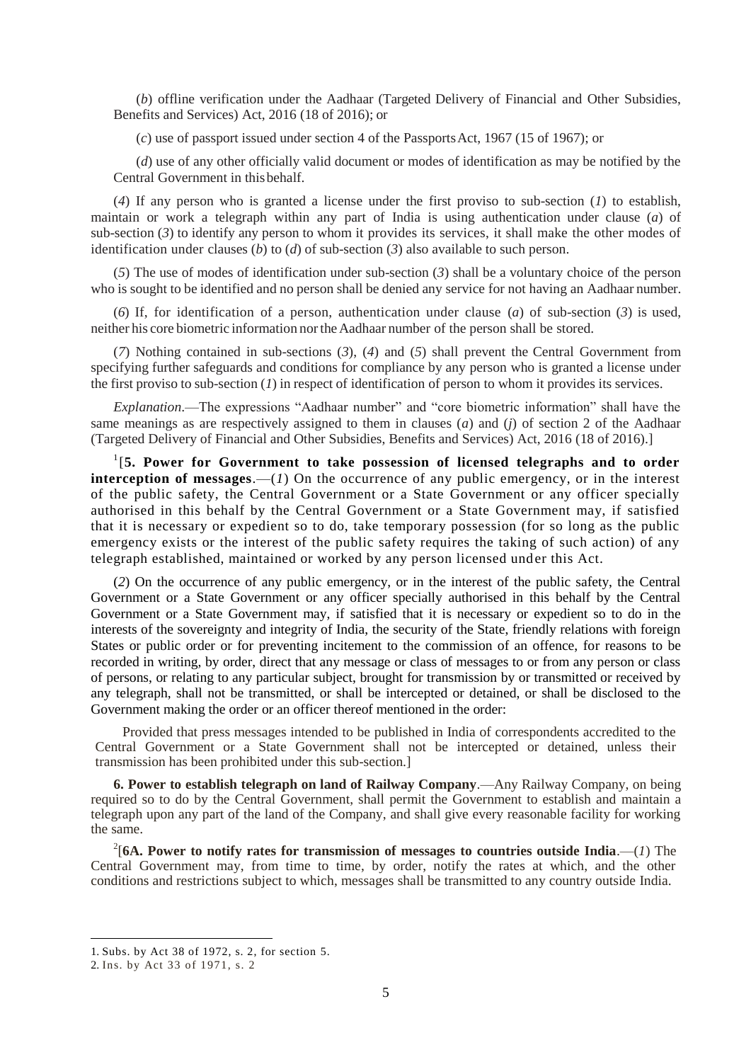(*b*) offline verification under the Aadhaar (Targeted Delivery of Financial and Other Subsidies, Benefits and Services) Act, 2016 (18 of 2016); or

(*c*) use of passport issued under section 4 of the Passports Act, 1967 (15 of 1967); or

(*d*) use of any other officially valid document or modes of identification as may be notified by the Central Government in this behalf.

(*4*) If any person who is granted a license under the first proviso to sub-section (*1*) to establish, maintain or work a telegraph within any part of India is using authentication under clause (*a*) of sub-section (*3*) to identify any person to whom it provides its services, it shall make the other modes of identification under clauses (*b*) to (*d*) of sub-section (*3*) also available to such person.

(*5*) The use of modes of identification under sub-section (*3*) shall be a voluntary choice of the person who is sought to be identified and no person shall be denied any service for not having an Aadhaar number.

(*6*) If, for identification of a person, authentication under clause (*a*) of sub-section (*3*) is used, neither his core biometric information nor the Aadhaar number of the person shall be stored.

(*7*) Nothing contained in sub-sections (*3*), (*4*) and (*5*) shall prevent the Central Government from specifying further safeguards and conditions for compliance by any person who is granted a license under the first proviso to sub-section (*1*) in respect of identification of person to whom it provides its services.

*Explanation*.—The expressions "Aadhaar number" and "core biometric information" shall have the same meanings as are respectively assigned to them in clauses (*a*) and (*j*) of section 2 of the Aadhaar (Targeted Delivery of Financial and Other Subsidies, Benefits and Services) Act, 2016 (18 of 2016).]

[1][**5. Power for Government to take possession of licensed telegraphs and to order interception of messages**.—(*1*) On the occurrence of any public emergency, or in the interest of the public safety, the Central Government or a State Government or any officer specially authorised in this behalf by the Central Government or a State Government may, if satisfied that it is necessary or expedient so to do, take temporary possession (for so long as the public emergency exists or the interest of the public safety requires the taking of such action) of any telegraph established, maintained or worked by any person licensed under this Act.

(*2*) On the occurrence of any public emergency, or in the interest of the public safety, the Central Government or a State Government or any officer specially authorised in this behalf by the Central Government or a State Government may, if satisfied that it is necessary or expedient so to do in the interests of the sovereignty and integrity of India, the security of the State, friendly relations with foreign States or public order or for preventing incitement to the commission of an offence, for reasons to be recorded in writing, by order, direct that any message or class of messages to or from any person or class of persons, or relating to any particular subject, brought for transmission by or transmitted or received by any telegraph, shall not be transmitted, or shall be intercepted or detained, or shall be disclosed to the Government making the order or an officer thereof mentioned in the order:

Provided that press messages intended to be published in India of correspondents accredited to the Central Government or a State Government shall not be intercepted or detained, unless their transmission has been prohibited under this sub-section.]

**6. Power to establish telegraph on land of Railway Company**.—Any Railway Company, on being required so to do by the Central Government, shall permit the Government to establish and maintain a telegraph upon any part of the land of the Company, and shall give every reasonable facility for working the same.

[2][**6A. Power to notify rates for transmission of messages to countries outside India**.—(*1*) The Central Government may, from time to time, by order, notify the rates at which, and the other conditions and restrictions subject to which, messages shall be transmitted to any country outside India.

---

1. Subs. by Act 38 of 1972, s. 2, for section 5.
2. Ins. by Act 33 of 1971, s. 2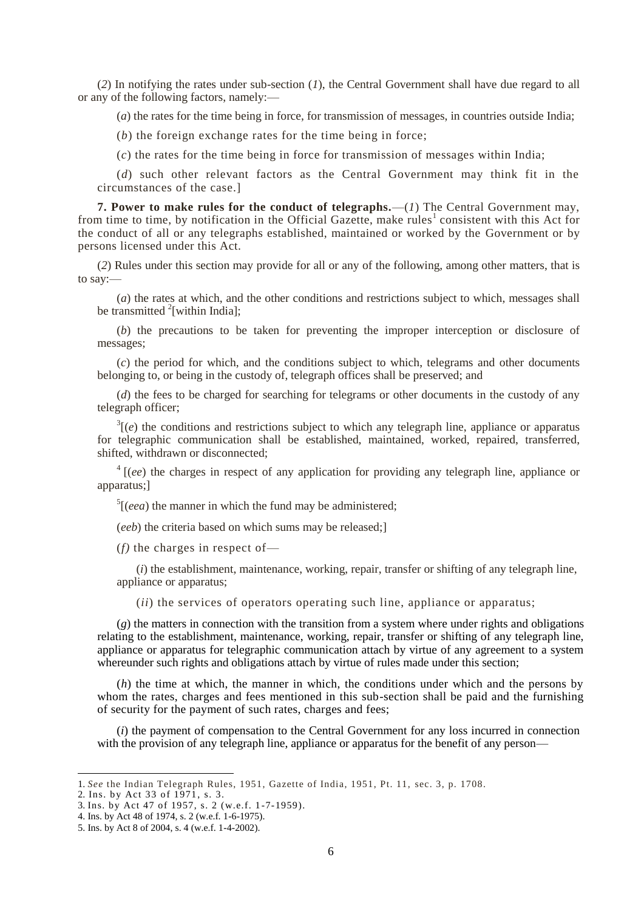(*2*) In notifying the rates under sub-section (*1*), the Central Government shall have due regard to all or any of the following factors, namely:—

(*a*) the rates for the time being in force, for transmission of messages, in countries outside India;

(*b*) the foreign exchange rates for the time being in force;

(*c*) the rates for the time being in force for transmission of messages within India;

(*d*) such other relevant factors as the Central Government may think fit in the circumstances of the case.]

**7. Power to make rules for the conduct of telegraphs.**—(*1*) The Central Government may, from time to time, by notification in the Official Gazette, make rules[1] consistent with this Act for the conduct of all or any telegraphs established, maintained or worked by the Government or by persons licensed under this Act.

(*2*) Rules under this section may provide for all or any of the following, among other matters, that is to say:—

(*a*) the rates at which, and the other conditions and restrictions subject to which, messages shall be transmitted [2][within India];

(*b*) the precautions to be taken for preventing the improper interception or disclosure of messages;

(*c*) the period for which, and the conditions subject to which, telegrams and other documents belonging to, or being in the custody of, telegraph offices shall be preserved; and

(*d*) the fees to be charged for searching for telegrams or other documents in the custody of any telegraph officer;

[3][(*e*) the conditions and restrictions subject to which any telegraph line, appliance or apparatus for telegraphic communication shall be established, maintained, worked, repaired, transferred, shifted, withdrawn or disconnected;

[4] [(*ee*) the charges in respect of any application for providing any telegraph line, appliance or apparatus;]

[5][(*eea*) the manner in which the fund may be administered;

(*eeb*) the criteria based on which sums may be released;]

(*f*) the charges in respect of—

(*i*) the establishment, maintenance, working, repair, transfer or shifting of any telegraph line, appliance or apparatus;

(*ii*) the services of operators operating such line, appliance or apparatus;

(*g*) the matters in connection with the transition from a system where under rights and obligations relating to the establishment, maintenance, working, repair, transfer or shifting of any telegraph line, appliance or apparatus for telegraphic communication attach by virtue of any agreement to a system whereunder such rights and obligations attach by virtue of rules made under this section;

(*h*) the time at which, the manner in which, the conditions under which and the persons by whom the rates, charges and fees mentioned in this sub-section shall be paid and the furnishing of security for the payment of such rates, charges and fees;

(*i*) the payment of compensation to the Central Government for any loss incurred in connection with the provision of any telegraph line, appliance or apparatus for the benefit of any person—

---

1. *See* the Indian Telegraph Rules, 1951, Gazette of India, 1951, Pt. 11, sec. 3, p. 1708.
2. Ins. by Act 33 of 1971, s. 3.
3. Ins. by Act 47 of 1957, s. 2 (w.e.f. 1-7-1959).
4. Ins. by Act 48 of 1974, s. 2 (w.e.f. 1-6-1975).
5. Ins. by Act 8 of 2004, s. 4 (w.e.f. 1-4-2002).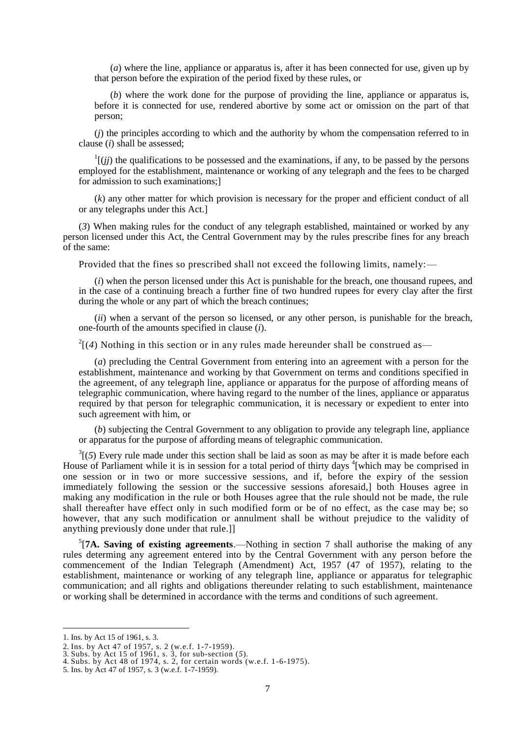(*a*) where the line, appliance or apparatus is, after it has been connected for use, given up by that person before the expiration of the period fixed by these rules, or

(*b*) where the work done for the purpose of providing the line, appliance or apparatus is, before it is connected for use, rendered abortive by some act or omission on the part of that person;

(*j*) the principles according to which and the authority by whom the compensation referred to in clause (*i*) shall be assessed;

[1][(*jj*) the qualifications to be possessed and the examinations, if any, to be passed by the persons employed for the establishment, maintenance or working of any telegraph and the fees to be charged for admission to such examinations;]

(*k*) any other matter for which provision is necessary for the proper and efficient conduct of all or any telegraphs under this Act.]

(*3*) When making rules for the conduct of any telegraph established, maintained or worked by any person licensed under this Act, the Central Government may by the rules prescribe fines for any breach of the same:

Provided that the fines so prescribed shall not exceed the following limits, namely:—

(*i*) when the person licensed under this Act is punishable for the breach, one thousand rupees, and in the case of a continuing breach a further fine of two hundred rupees for every clay after the first during the whole or any part of which the breach continues;

(*ii*) when a servant of the person so licensed, or any other person, is punishable for the breach, one-fourth of the amounts specified in clause (*i*).

[2][(*4*) Nothing in this section or in any rules made hereunder shall be construed as—

(*a*) precluding the Central Government from entering into an agreement with a person for the establishment, maintenance and working by that Government on terms and conditions specified in the agreement, of any telegraph line, appliance or apparatus for the purpose of affording means of telegraphic communication, where having regard to the number of the lines, appliance or apparatus required by that person for telegraphic communication, it is necessary or expedient to enter into such agreement with him, or

(*b*) subjecting the Central Government to any obligation to provide any telegraph line, appliance or apparatus for the purpose of affording means of telegraphic communication.

[3][(*5*) Every rule made under this section shall be laid as soon as may be after it is made before each House of Parliament while it is in session for a total period of thirty days [4][which may be comprised in one session or in two or more successive sessions, and if, before the expiry of the session immediately following the session or the successive sessions aforesaid,] both Houses agree in making any modification in the rule or both Houses agree that the rule should not be made, the rule shall thereafter have effect only in such modified form or be of no effect, as the case may be; so however, that any such modification or annulment shall be without prejudice to the validity of anything previously done under that rule.]]

[5][**7A. Saving of existing agreements**.—Nothing in section 7 shall authorise the making of any rules determining any agreement entered into by the Central Government with any person before the commencement of the Indian Telegraph (Amendment) Act, 1957 (47 of 1957), relating to the establishment, maintenance or working of any telegraph line, appliance or apparatus for telegraphic communication; and all rights and obligations thereunder relating to such establishment, maintenance or working shall be determined in accordance with the terms and conditions of such agreement.

---

1. Ins. by Act 15 of 1961, s. 3.
2. Ins. by Act 47 of 1957, s. 2 (w.e.f. 1-7-1959).
3. Subs. by Act 15 of 1961, s. 3, for sub-section (*5*).
4. Subs. by Act 48 of 1974, s. 2, for certain words (w.e.f. 1-6-1975).
5. Ins. by Act 47 of 1957, s. 3 (w.e.f. 1-7-1959).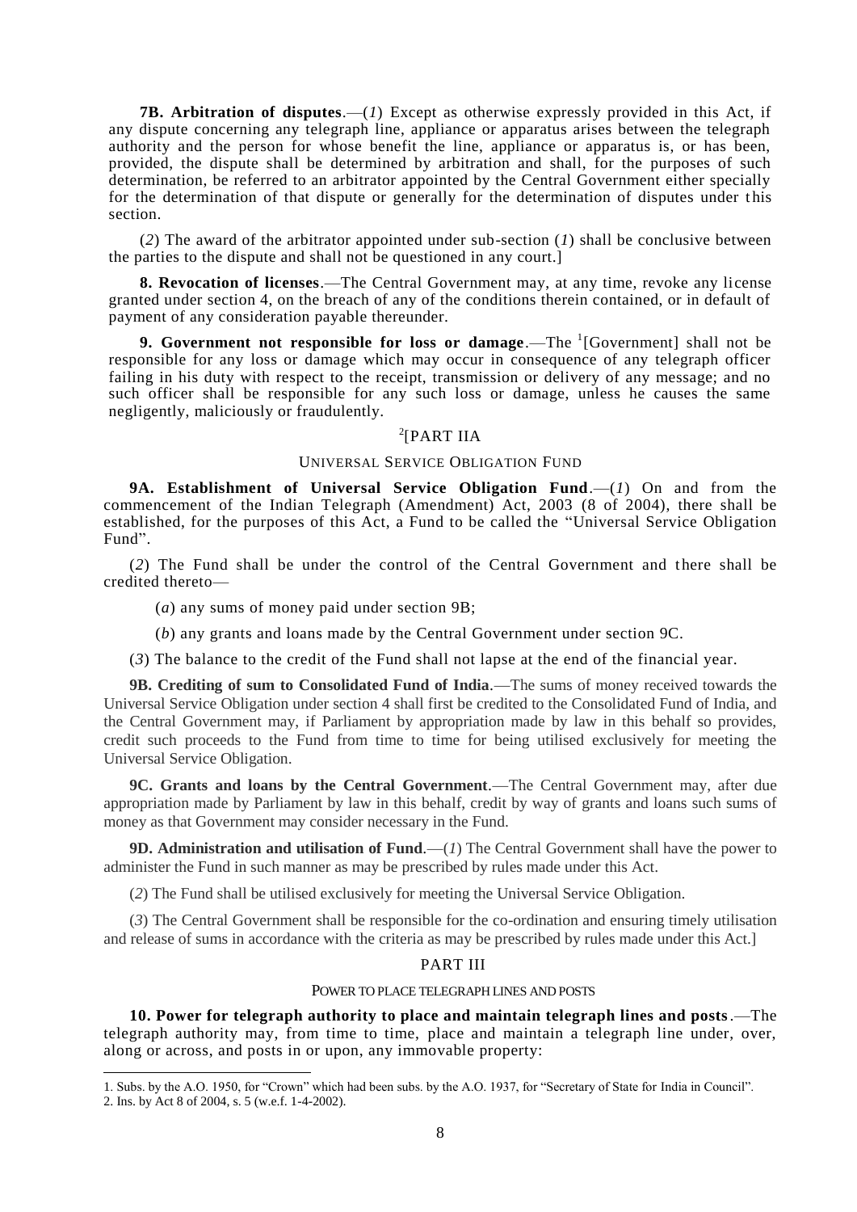**7B. Arbitration of disputes**.—(*1*) Except as otherwise expressly provided in this Act, if any dispute concerning any telegraph line, appliance or apparatus arises between the telegraph authority and the person for whose benefit the line, appliance or apparatus is, or has been, provided, the dispute shall be determined by arbitration and shall, for the purposes of such determination, be referred to an arbitrator appointed by the Central Government either specially for the determination of that dispute or generally for the determination of disputes under this section.

(*2*) The award of the arbitrator appointed under sub-section (*1*) shall be conclusive between the parties to the dispute and shall not be questioned in any court.]

**8. Revocation of licenses**.—The Central Government may, at any time, revoke any license granted under section 4, on the breach of any of the conditions therein contained, or in default of payment of any consideration payable thereunder.

**9. Government not responsible for loss or damage**.—The [1][Government] shall not be responsible for any loss or damage which may occur in consequence of any telegraph officer failing in his duty with respect to the receipt, transmission or delivery of any message; and no such officer shall be responsible for any such loss or damage, unless he causes the same negligently, maliciously or fraudulently.

## [2][PART IIA

### UNIVERSAL SERVICE OBLIGATION FUND

**9A. Establishment of Universal Service Obligation Fund**.—(*1*) On and from the commencement of the Indian Telegraph (Amendment) Act, 2003 (8 of 2004), there shall be established, for the purposes of this Act, a Fund to be called the "Universal Service Obligation Fund".

(*2*) The Fund shall be under the control of the Central Government and there shall be credited thereto—

(*a*) any sums of money paid under section 9B;

(*b*) any grants and loans made by the Central Government under section 9C.

(*3*) The balance to the credit of the Fund shall not lapse at the end of the financial year.

**9B. Crediting of sum to Consolidated Fund of India**.—The sums of money received towards the Universal Service Obligation under section 4 shall first be credited to the Consolidated Fund of India, and the Central Government may, if Parliament by appropriation made by law in this behalf so provides, credit such proceeds to the Fund from time to time for being utilised exclusively for meeting the Universal Service Obligation.

**9C. Grants and loans by the Central Government**.—The Central Government may, after due appropriation made by Parliament by law in this behalf, credit by way of grants and loans such sums of money as that Government may consider necessary in the Fund.

**9D. Administration and utilisation of Fund**.—(*1*) The Central Government shall have the power to administer the Fund in such manner as may be prescribed by rules made under this Act.

(*2*) The Fund shall be utilised exclusively for meeting the Universal Service Obligation.

(*3*) The Central Government shall be responsible for the co-ordination and ensuring timely utilisation and release of sums in accordance with the criteria as may be prescribed by rules made under this Act.]

## PART III

### POWER TO PLACE TELEGRAPH LINES AND POSTS

**10. Power for telegraph authority to place and maintain telegraph lines and posts**.—The telegraph authority may, from time to time, place and maintain a telegraph line under, over, along or across, and posts in or upon, any immovable property:

---

1. Subs. by the A.O. 1950, for "Crown" which had been subs. by the A.O. 1937, for "Secretary of State for India in Council".
2. Ins. by Act 8 of 2004, s. 5 (w.e.f. 1-4-2002).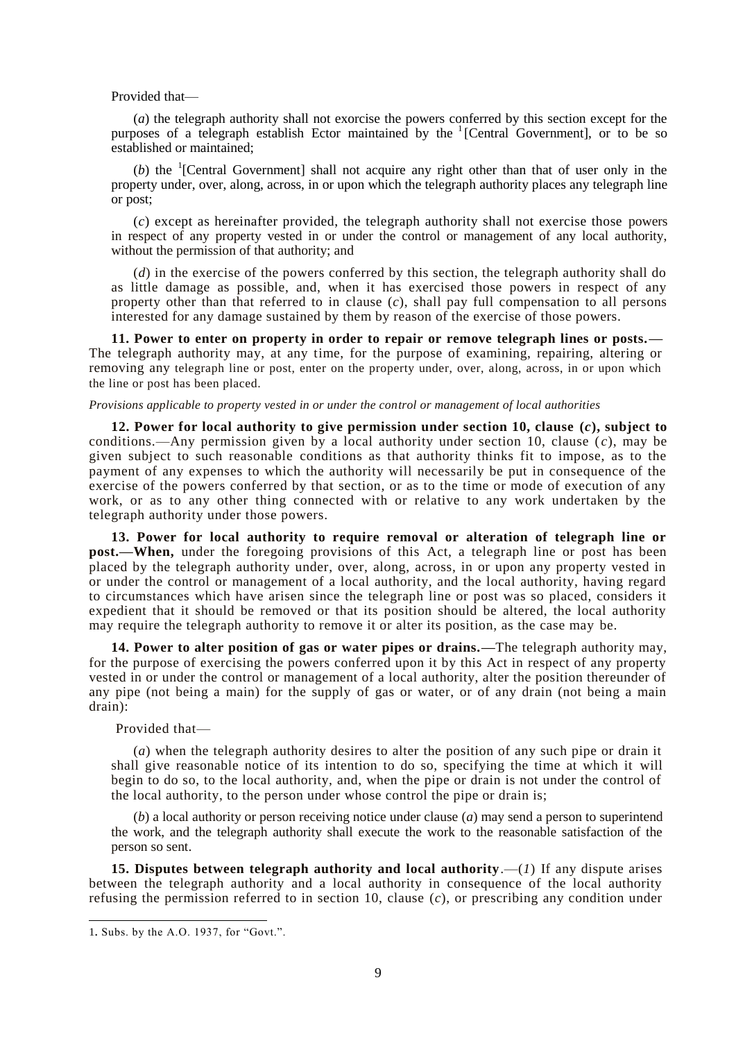Provided that—

(*a*) the telegraph authority shall not exorcise the powers conferred by this section except for the purposes of a telegraph establish Ector maintained by the [1][Central Government], or to be so established or maintained;

(*b*) the [1][Central Government] shall not acquire any right other than that of user only in the property under, over, along, across, in or upon which the telegraph authority places any telegraph line or post;

(*c*) except as hereinafter provided, the telegraph authority shall not exercise those powers in respect of any property vested in or under the control or management of any local authority, without the permission of that authority; and

(*d*) in the exercise of the powers conferred by this section, the telegraph authority shall do as little damage as possible, and, when it has exercised those powers in respect of any property other than that referred to in clause (*c*), shall pay full compensation to all persons interested for any damage sustained by them by reason of the exercise of those powers.

**11. Power to enter on property in order to repair or remove telegraph lines or posts.—** The telegraph authority may, at any time, for the purpose of examining, repairing, altering or removing any telegraph line or post, enter on the property under, over, along, across, in or upon which the line or post has been placed.

*Provisions applicable to property vested in or under the control or management of local authorities*

**12. Power for local authority to give permission under section 10, clause (*c*), subject to** conditions.—Any permission given by a local authority under section 10, clause (*c*), may be given subject to such reasonable conditions as that authority thinks fit to impose, as to the payment of any expenses to which the authority will necessarily be put in consequence of the exercise of the powers conferred by that section, or as to the time or mode of execution of any work, or as to any other thing connected with or relative to any work undertaken by the telegraph authority under those powers.

**13. Power for local authority to require removal or alteration of telegraph line or post.—When,** under the foregoing provisions of this Act, a telegraph line or post has been placed by the telegraph authority under, over, along, across, in or upon any property vested in or under the control or management of a local authority, and the local authority, having regard to circumstances which have arisen since the telegraph line or post was so placed, considers it expedient that it should be removed or that its position should be altered, the local authority may require the telegraph authority to remove it or alter its position, as the case may be.

**14. Power to alter position of gas or water pipes or drains.—**The telegraph authority may, for the purpose of exercising the powers conferred upon it by this Act in respect of any property vested in or under the control or management of a local authority, alter the position thereunder of any pipe (not being a main) for the supply of gas or water, or of any drain (not being a main drain):

Provided that—

(*a*) when the telegraph authority desires to alter the position of any such pipe or drain it shall give reasonable notice of its intention to do so, specifying the time at which it will begin to do so, to the local authority, and, when the pipe or drain is not under the control of the local authority, to the person under whose control the pipe or drain is;

(*b*) a local authority or person receiving notice under clause (*a*) may send a person to superintend the work, and the telegraph authority shall execute the work to the reasonable satisfaction of the person so sent.

**15. Disputes between telegraph authority and local authority**.—(*1*) If any dispute arises between the telegraph authority and a local authority in consequence of the local authority refusing the permission referred to in section 10, clause (*c*), or prescribing any condition under

---

1. Subs. by the A.O. 1937, for "Govt.".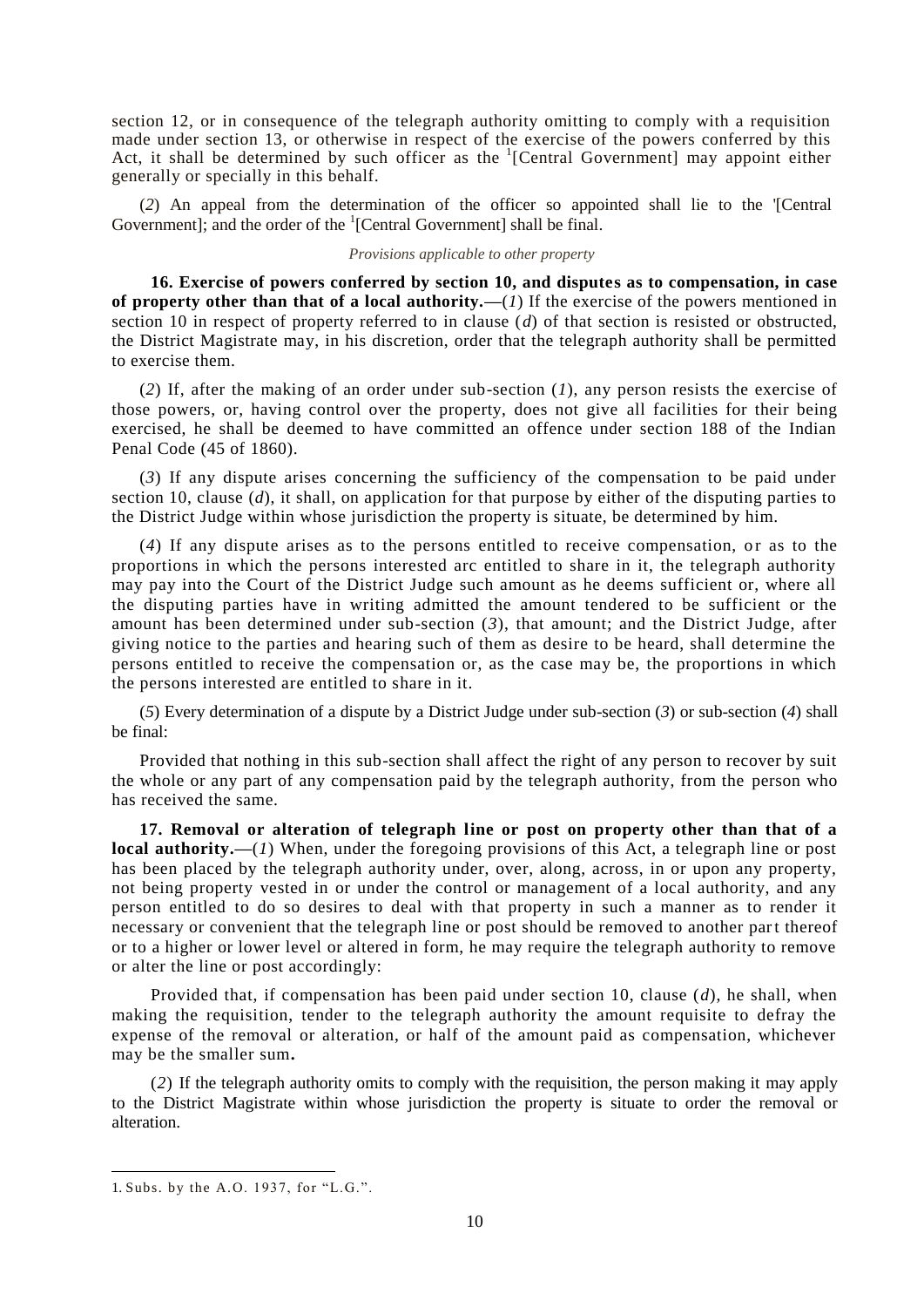section 12, or in consequence of the telegraph authority omitting to comply with a requisition made under section 13, or otherwise in respect of the exercise of the powers conferred by this Act, it shall be determined by such officer as the [1][Central Government] may appoint either generally or specially in this behalf.

(*2*) An appeal from the determination of the officer so appointed shall lie to the '[Central Government]; and the order of the [1][Central Government] shall be final.

*Provisions applicable to other property*

**16. Exercise of powers conferred by section 10, and disputes as to compensation, in case of property other than that of a local authority.—**(*1*) If the exercise of the powers mentioned in section 10 in respect of property referred to in clause (*d*) of that section is resisted or obstructed, the District Magistrate may, in his discretion, order that the telegraph authority shall be permitted to exercise them.

(*2*) If, after the making of an order under sub-section (*1*), any person resists the exercise of those powers, or, having control over the property, does not give all facilities for their being exercised, he shall be deemed to have committed an offence under section 188 of the Indian Penal Code (45 of 1860).

(*3*) If any dispute arises concerning the sufficiency of the compensation to be paid under section 10, clause (*d*), it shall, on application for that purpose by either of the disputing parties to the District Judge within whose jurisdiction the property is situate, be determined by him.

(*4*) If any dispute arises as to the persons entitled to receive compensation, or as to the proportions in which the persons interested arc entitled to share in it, the telegraph authority may pay into the Court of the District Judge such amount as he deems sufficient or, where all the disputing parties have in writing admitted the amount tendered to be sufficient or the amount has been determined under sub-section (*3*), that amount; and the District Judge, after giving notice to the parties and hearing such of them as desire to be heard, shall determine the persons entitled to receive the compensation or, as the case may be, the proportions in which the persons interested are entitled to share in it.

(*5*) Every determination of a dispute by a District Judge under sub-section (*3*) or sub-section (*4*) shall be final:

Provided that nothing in this sub-section shall affect the right of any person to recover by suit the whole or any part of any compensation paid by the telegraph authority, from the person who has received the same.

**17. Removal or alteration of telegraph line or post on property other than that of a local authority.—**(*1*) When, under the foregoing provisions of this Act, a telegraph line or post has been placed by the telegraph authority under, over, along, across, in or upon any property, not being property vested in or under the control or management of a local authority, and any person entitled to do so desires to deal with that property in such a manner as to render it necessary or convenient that the telegraph line or post should be removed to another part thereof or to a higher or lower level or altered in form, he may require the telegraph authority to remove or alter the line or post accordingly:

Provided that, if compensation has been paid under section 10, clause (*d*), he shall, when making the requisition, tender to the telegraph authority the amount requisite to defray the expense of the removal or alteration, or half of the amount paid as compensation, whichever may be the smaller sum**.**

(*2*) If the telegraph authority omits to comply with the requisition, the person making it may apply to the District Magistrate within whose jurisdiction the property is situate to order the removal or alteration.

---

1. Subs. by the A.O. 1937, for "L.G.".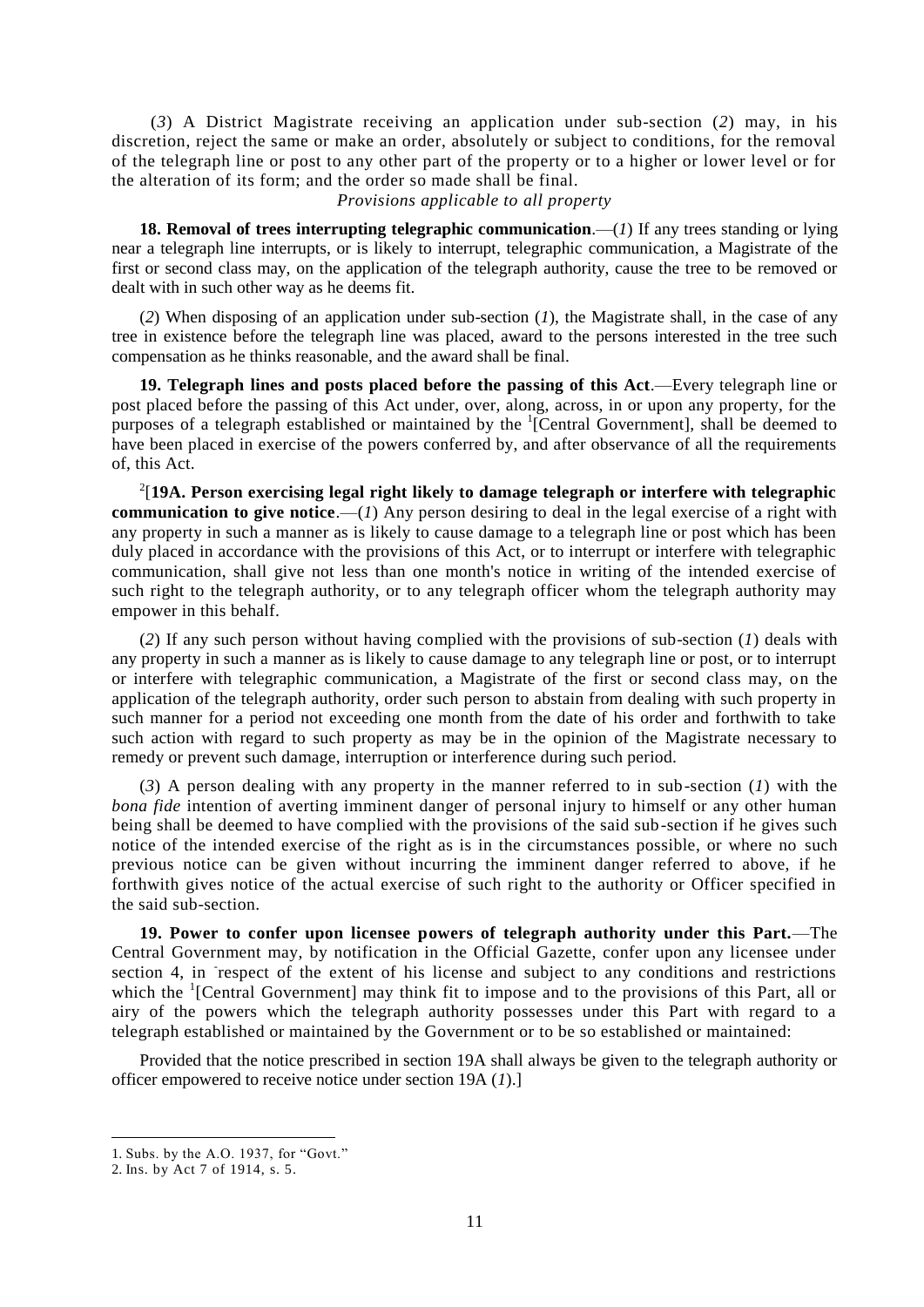(*3*) A District Magistrate receiving an application under sub-section (*2*) may, in his discretion, reject the same or make an order, absolutely or subject to conditions, for the removal of the telegraph line or post to any other part of the property or to a higher or lower level or for the alteration of its form; and the order so made shall be final.

*Provisions applicable to all property*

**18. Removal of trees interrupting telegraphic communication**.—(*1*) If any trees standing or lying near a telegraph line interrupts, or is likely to interrupt, telegraphic communication, a Magistrate of the first or second class may, on the application of the telegraph authority, cause the tree to be removed or dealt with in such other way as he deems fit.

(*2*) When disposing of an application under sub-section (*1*), the Magistrate shall, in the case of any tree in existence before the telegraph line was placed, award to the persons interested in the tree such compensation as he thinks reasonable, and the award shall be final.

**19. Telegraph lines and posts placed before the passing of this Act**.—Every telegraph line or post placed before the passing of this Act under, over, along, across, in or upon any property, for the purposes of a telegraph established or maintained by the [1][Central Government], shall be deemed to have been placed in exercise of the powers conferred by, and after observance of all the requirements of, this Act.

[2][**19A. Person exercising legal right likely to damage telegraph or interfere with telegraphic communication to give notice**.—(*1*) Any person desiring to deal in the legal exercise of a right with any property in such a manner as is likely to cause damage to a telegraph line or post which has been duly placed in accordance with the provisions of this Act, or to interrupt or interfere with telegraphic communication, shall give not less than one month's notice in writing of the intended exercise of such right to the telegraph authority, or to any telegraph officer whom the telegraph authority may empower in this behalf.

(*2*) If any such person without having complied with the provisions of sub-section (*1*) deals with any property in such a manner as is likely to cause damage to any telegraph line or post, or to interrupt or interfere with telegraphic communication, a Magistrate of the first or second class may, on the application of the telegraph authority, order such person to abstain from dealing with such property in such manner for a period not exceeding one month from the date of his order and forthwith to take such action with regard to such property as may be in the opinion of the Magistrate necessary to remedy or prevent such damage, interruption or interference during such period.

(*3*) A person dealing with any property in the manner referred to in sub-section (*1*) with the *bona fide* intention of averting imminent danger of personal injury to himself or any other human being shall be deemed to have complied with the provisions of the said sub-section if he gives such notice of the intended exercise of the right as is in the circumstances possible, or where no such previous notice can be given without incurring the imminent danger referred to above, if he forthwith gives notice of the actual exercise of such right to the authority or Officer specified in the said sub-section.

**19. Power to confer upon licensee powers of telegraph authority under this Part.**—The Central Government may, by notification in the Official Gazette, confer upon any licensee under section 4, in respect of the extent of his license and subject to any conditions and restrictions which the [1][Central Government] may think fit to impose and to the provisions of this Part, all or airy of the powers which the telegraph authority possesses under this Part with regard to a telegraph established or maintained by the Government or to be so established or maintained:

Provided that the notice prescribed in section 19A shall always be given to the telegraph authority or officer empowered to receive notice under section 19A (*1*).]

1. Subs. by the A.O. 1937, for "Govt."
2. Ins. by Act 7 of 1914, s. 5.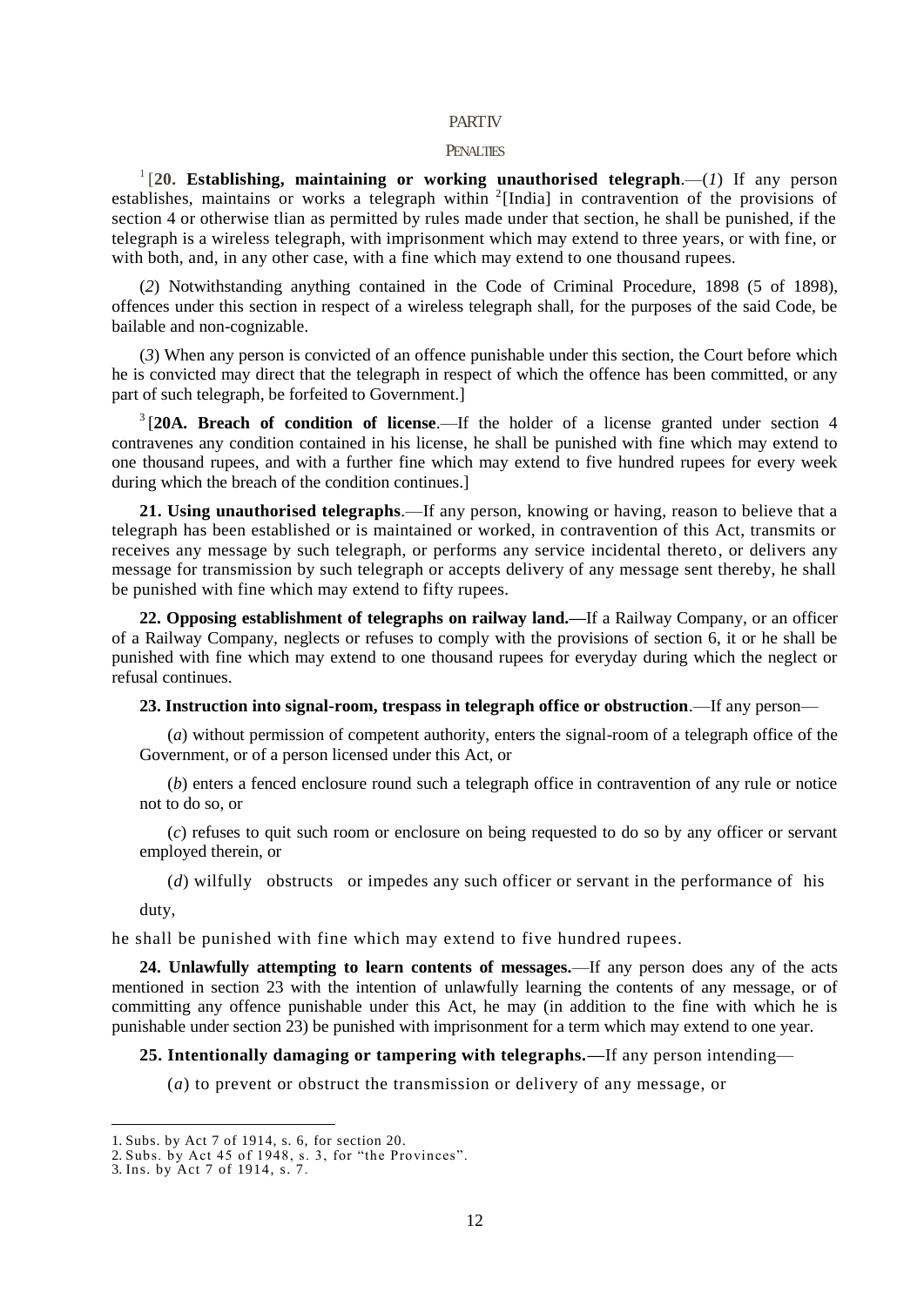## PART IV

### PENALTIES

[1][**20. Establishing, maintaining or working unauthorised telegraph**.—(*1*) If any person establishes, maintains or works a telegraph within [2][India] in contravention of the provisions of section 4 or otherwise tlian as permitted by rules made under that section, he shall be punished, if the telegraph is a wireless telegraph, with imprisonment which may extend to three years, or with fine, or with both, and, in any other case, with a fine which may extend to one thousand rupees.

(*2*) Notwithstanding anything contained in the Code of Criminal Procedure, 1898 (5 of 1898), offences under this section in respect of a wireless telegraph shall, for the purposes of the said Code, be bailable and non-cognizable.

(*3*) When any person is convicted of an offence punishable under this section, the Court before which he is convicted may direct that the telegraph in respect of which the offence has been committed, or any part of such telegraph, be forfeited to Government.]

[3][**20A. Breach of condition of license**.—If the holder of a license granted under section 4 contravenes any condition contained in his license, he shall be punished with fine which may extend to one thousand rupees, and with a further fine which may extend to five hundred rupees for every week during which the breach of the condition continues.]

**21. Using unauthorised telegraphs**.—If any person, knowing or having, reason to believe that a telegraph has been established or is maintained or worked, in contravention of this Act, transmits or receives any message by such telegraph, or performs any service incidental thereto, or delivers any message for transmission by such telegraph or accepts delivery of any message sent thereby, he shall be punished with fine which may extend to fifty rupees.

**22. Opposing establishment of telegraphs on railway land.—**If a Railway Company, or an officer of a Railway Company, neglects or refuses to comply with the provisions of section 6, it or he shall be punished with fine which may extend to one thousand rupees for everyday during which the neglect or refusal continues.

**23. Instruction into signal-room, trespass in telegraph office or obstruction**.—If any person—

(*a*) without permission of competent authority, enters the signal-room of a telegraph office of the Government, or of a person licensed under this Act, or

(*b*) enters a fenced enclosure round such a telegraph office in contravention of any rule or notice not to do so, or

(*c*) refuses to quit such room or enclosure on being requested to do so by any officer or servant employed therein, or

(*d*) wilfully obstructs or impedes any such officer or servant in the performance of his duty,

he shall be punished with fine which may extend to five hundred rupees.

**24. Unlawfully attempting to learn contents of messages.**—If any person does any of the acts mentioned in section 23 with the intention of unlawfully learning the contents of any message, or of committing any offence punishable under this Act, he may (in addition to the fine with which he is punishable under section 23) be punished with imprisonment for a term which may extend to one year.

**25. Intentionally damaging or tampering with telegraphs.—**If any person intending—

(*a*) to prevent or obstruct the transmission or delivery of any message, or

---

1. Subs. by Act 7 of 1914, s. 6, for section 20.
2. Subs. by Act 45 of 1948, s. 3, for "the Provinces".
3. Ins. by Act 7 of 1914, s. 7.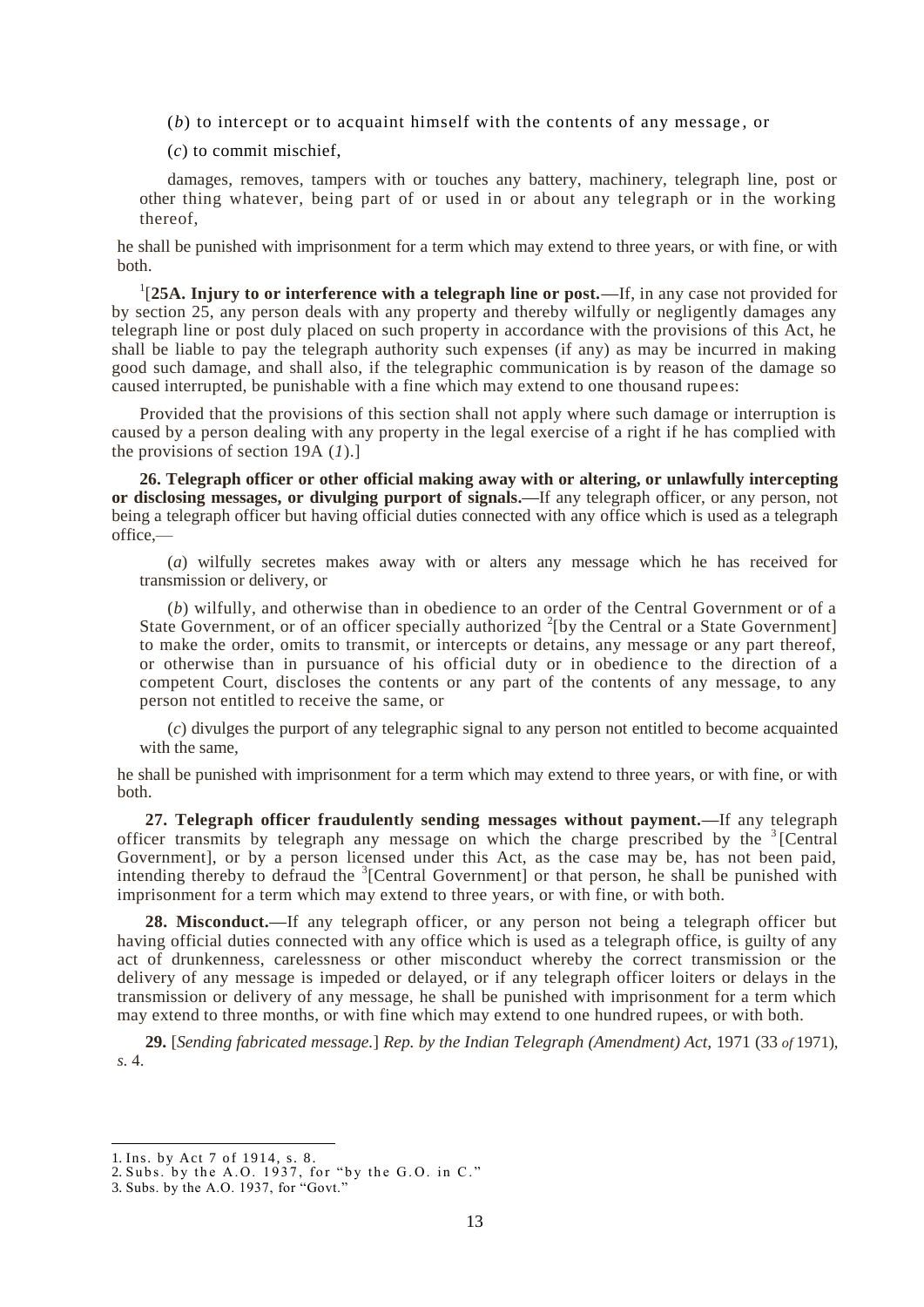(*b*) to intercept or to acquaint himself with the contents of any message, or

(*c*) to commit mischief,

damages, removes, tampers with or touches any battery, machinery, telegraph line, post or other thing whatever, being part of or used in or about any telegraph or in the working thereof,

he shall be punished with imprisonment for a term which may extend to three years, or with fine, or with both.

[1][**25A. Injury to or interference with a telegraph line or post.—**If, in any case not provided for by section 25, any person deals with any property and thereby wilfully or negligently damages any telegraph line or post duly placed on such property in accordance with the provisions of this Act, he shall be liable to pay the telegraph authority such expenses (if any) as may be incurred in making good such damage, and shall also, if the telegraphic communication is by reason of the damage so caused interrupted, be punishable with a fine which may extend to one thousand rupees:

Provided that the provisions of this section shall not apply where such damage or interruption is caused by a person dealing with any property in the legal exercise of a right if he has complied with the provisions of section 19A (*1*).]

**26. Telegraph officer or other official making away with or altering, or unlawfully intercepting or disclosing messages, or divulging purport of signals.—**If any telegraph officer, or any person, not being a telegraph officer but having official duties connected with any office which is used as a telegraph office,—

(*a*) wilfully secretes makes away with or alters any message which he has received for transmission or delivery, or

(*b*) wilfully, and otherwise than in obedience to an order of the Central Government or of a State Government, or of an officer specially authorized [2][by the Central or a State Government] to make the order, omits to transmit, or intercepts or detains, any message or any part thereof, or otherwise than in pursuance of his official duty or in obedience to the direction of a competent Court, discloses the contents or any part of the contents of any message, to any person not entitled to receive the same, or

(*c*) divulges the purport of any telegraphic signal to any person not entitled to become acquainted with the same,

he shall be punished with imprisonment for a term which may extend to three years, or with fine, or with both.

**27. Telegraph officer fraudulently sending messages without payment.—**If any telegraph officer transmits by telegraph any message on which the charge prescribed by the [3][Central Government], or by a person licensed under this Act, as the case may be, has not been paid, intending thereby to defraud the [3][Central Government] or that person, he shall be punished with imprisonment for a term which may extend to three years, or with fine, or with both.

**28. Misconduct.—**If any telegraph officer, or any person not being a telegraph officer but having official duties connected with any office which is used as a telegraph office, is guilty of any act of drunkenness, carelessness or other misconduct whereby the correct transmission or the delivery of any message is impeded or delayed, or if any telegraph officer loiters or delays in the transmission or delivery of any message, he shall be punished with imprisonment for a term which may extend to three months, or with fine which may extend to one hundred rupees, or with both.

**29.** [*Sending fabricated message.*] *Rep. by the Indian Telegraph (Amendment) Act,* 1971 (33 *of* 1971), *s.* 4.

---

1. Ins. by Act 7 of 1914, s. 8.
2. Subs. by the A.O. 1937, for "by the G.O. in C."
3. Subs. by the A.O. 1937, for "Govt."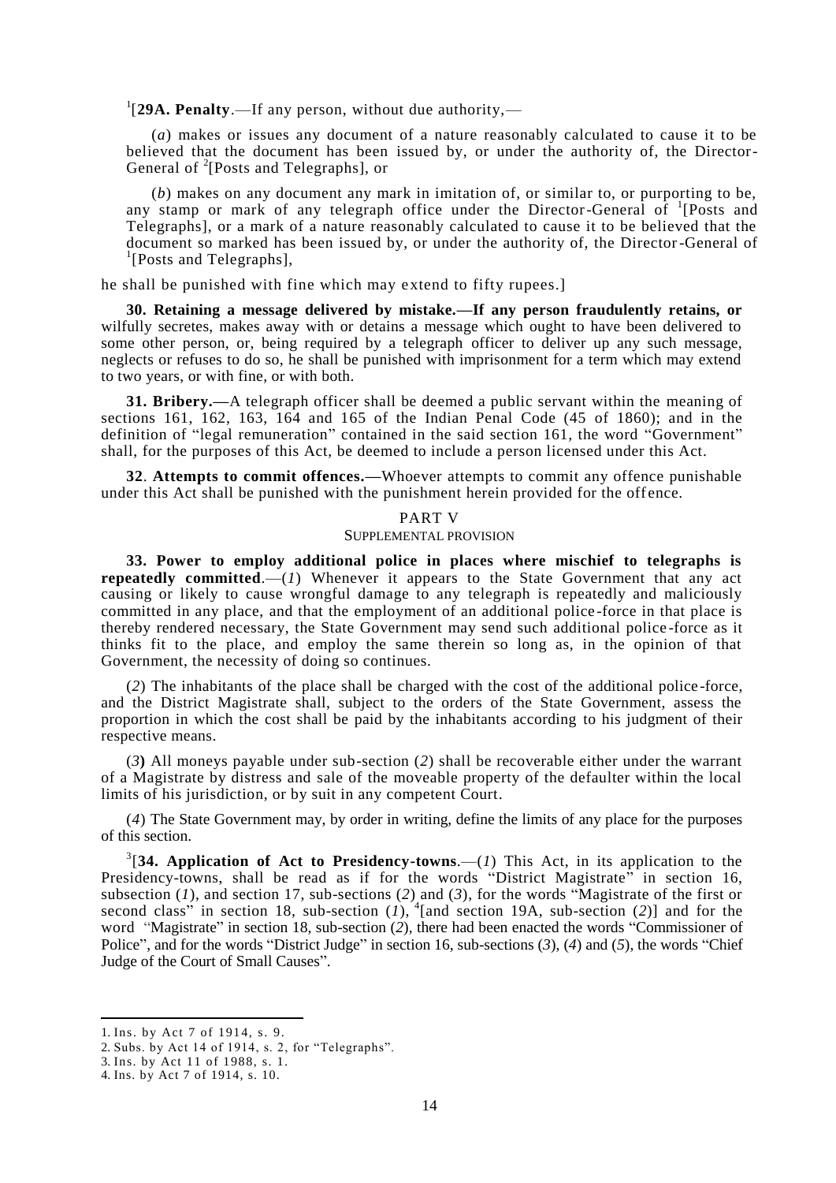[1][**29A. Penalty**.—If any person, without due authority,—

(*a*) makes or issues any document of a nature reasonably calculated to cause it to be believed that the document has been issued by, or under the authority of, the Director-General of [2][Posts and Telegraphs], or

(*b*) makes on any document any mark in imitation of, or similar to, or purporting to be, any stamp or mark of any telegraph office under the Director-General of [1][Posts and Telegraphs], or a mark of a nature reasonably calculated to cause it to be believed that the document so marked has been issued by, or under the authority of, the Director-General of [1][Posts and Telegraphs],

he shall be punished with fine which may extend to fifty rupees.]

**30. Retaining a message delivered by mistake.—If any person fraudulently retains, or** wilfully secretes, makes away with or detains a message which ought to have been delivered to some other person, or, being required by a telegraph officer to deliver up any such message, neglects or refuses to do so, he shall be punished with imprisonment for a term which may extend to two years, or with fine, or with both.

**31. Bribery.—**A telegraph officer shall be deemed a public servant within the meaning of sections 161, 162, 163, 164 and 165 of the Indian Penal Code (45 of 1860); and in the definition of "legal remuneration" contained in the said section 161, the word "Government" shall, for the purposes of this Act, be deemed to include a person licensed under this Act.

**32**. **Attempts to commit offences.—**Whoever attempts to commit any offence punishable under this Act shall be punished with the punishment herein provided for the offence.

## PART V

### SUPPLEMENTAL PROVISION

**33. Power to employ additional police in places where mischief to telegraphs is repeatedly committed**.—(*1*) Whenever it appears to the State Government that any act causing or likely to cause wrongful damage to any telegraph is repeatedly and maliciously committed in any place, and that the employment of an additional police-force in that place is thereby rendered necessary, the State Government may send such additional police-force as it thinks fit to the place, and employ the same therein so long as, in the opinion of that Government, the necessity of doing so continues.

(*2*) The inhabitants of the place shall be charged with the cost of the additional police-force, and the District Magistrate shall, subject to the orders of the State Government, assess the proportion in which the cost shall be paid by the inhabitants according to his judgment of their respective means.

(*3***)** All moneys payable under sub-section (*2*) shall be recoverable either under the warrant of a Magistrate by distress and sale of the moveable property of the defaulter within the local limits of his jurisdiction, or by suit in any competent Court.

(*4*) The State Government may, by order in writing, define the limits of any place for the purposes of this section.

[3][**34. Application of Act to Presidency-towns**.—(*1*) This Act, in its application to the Presidency-towns, shall be read as if for the words "District Magistrate" in section 16, subsection (*1*), and section 17, sub-sections (*2*) and (*3*), for the words "Magistrate of the first or second class" in section 18, sub-section (*1*), [4][and section 19A, sub-section (*2*)] and for the word "Magistrate" in section 18, sub-section (*2*), there had been enacted the words "Commissioner of Police", and for the words "District Judge" in section 16, sub-sections (*3*), (*4*) and (*5*), the words "Chief Judge of the Court of Small Causes".

---

1. Ins. by Act 7 of 1914, s. 9.
2. Subs. by Act 14 of 1914, s. 2, for "Telegraphs".
3. Ins. by Act 11 of 1988, s. 1.
4. Ins. by Act 7 of 1914, s. 10.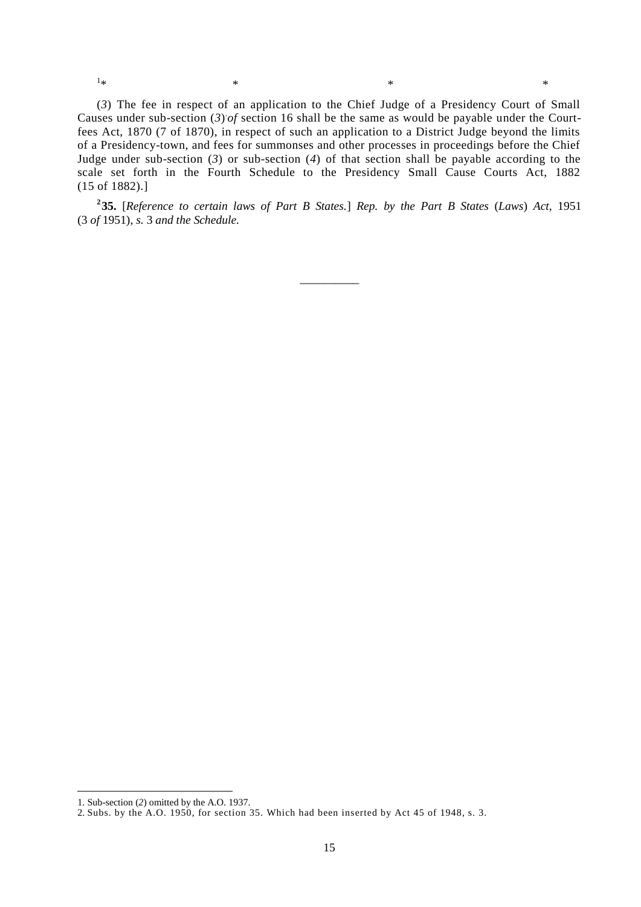[1]* * * *

(*3*) The fee in respect of an application to the Chief Judge of a Presidency Court of Small Causes under sub-section (*3*) *of* section 16 shall be the same as would be payable under the Court-fees Act, 1870 (7 of 1870), in respect of such an application to a District Judge beyond the limits of a Presidency-town, and fees for summonses and other processes in proceedings before the Chief Judge under sub-section (*3*) or sub-section (*4*) of that section shall be payable according to the scale set forth in the Fourth Schedule to the Presidency Small Cause Courts Act, 1882 (15 of 1882).]

[2]**35.** [*Reference to certain laws of Part B States.*] *Rep. by the Part B States* (*Laws*) *Act*, 1951 (3 *of* 1951), *s.* 3 *and the Schedule.*

---

1. Sub-section (*2*) omitted by the A.O. 1937.
2. Subs. by the A.O. 1950, for section 35. Which had been inserted by Act 45 of 1948, s. 3.